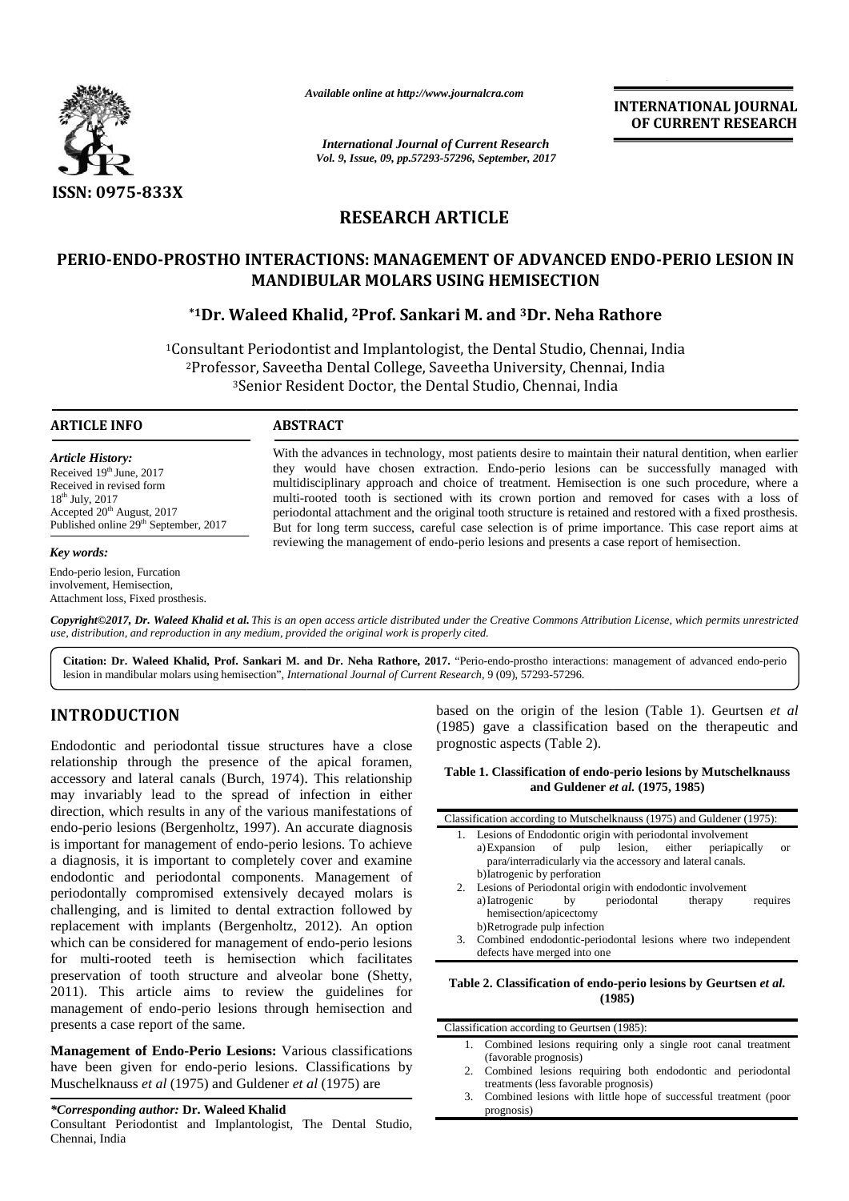*Available online at http://www.journalcra.com*

*International Journal of Current Research*
*Vol. 9, Issue, 09, pp.57293-57296, September, 2017*

**INTERNATIONAL JOURNAL OF CURRENT RESEARCH**

**ISSN: 0975-833X**

## RESEARCH ARTICLE

# PERIO-ENDO-PROSTHO INTERACTIONS: MANAGEMENT OF ADVANCED ENDO-PERIO LESION IN MANDIBULAR MOLARS USING HEMISECTION

**\*[1]Dr. Waleed Khalid, [2]Prof. Sankari M. and [3]Dr. Neha Rathore**

[1]Consultant Periodontist and Implantologist, the Dental Studio, Chennai, India
[2]Professor, Saveetha Dental College, Saveetha University, Chennai, India
[3]Senior Resident Doctor, the Dental Studio, Chennai, India

### ARTICLE INFO

*Article History:*

Received 19[th] June, 2017
Received in revised form
18[th] July, 2017
Accepted 20[th] August, 2017
Published online 29[th] September, 2017

*Key words:*

Endo-perio lesion, Furcation involvement, Hemisection, Attachment loss, Fixed prosthesis.

### ABSTRACT

With the advances in technology, most patients desire to maintain their natural dentition, when earlier they would have chosen extraction. Endo-perio lesions can be successfully managed with multidisciplinary approach and choice of treatment. Hemisection is one such procedure, where a multi-rooted tooth is sectioned with its crown portion and removed for cases with a loss of periodontal attachment and the original tooth structure is retained and restored with a fixed prosthesis. But for long term success, careful case selection is of prime importance. This case report aims at reviewing the management of endo-perio lesions and presents a case report of hemisection.

***Copyright©2017, Dr. Waleed Khalid et al.*** *This is an open access article distributed under the Creative Commons Attribution License, which permits unrestricted use, distribution, and reproduction in any medium, provided the original work is properly cited.*

**Citation: Dr. Waleed Khalid, Prof. Sankari M. and Dr. Neha Rathore, 2017.** "Perio-endo-prostho interactions: management of advanced endo-perio lesion in mandibular molars using hemisection", *International Journal of Current Research*, 9 (09), 57293-57296.

## INTRODUCTION

Endodontic and periodontal tissue structures have a close relationship through the presence of the apical foramen, accessory and lateral canals (Burch, 1974). This relationship may invariably lead to the spread of infection in either direction, which results in any of the various manifestations of endo-perio lesions (Bergenholtz, 1997). An accurate diagnosis is important for management of endo-perio lesions. To achieve a diagnosis, it is important to completely cover and examine endodontic and periodontal components. Management of periodontally compromised extensively decayed molars is challenging, and is limited to dental extraction followed by replacement with implants (Bergenholtz, 2012). An option which can be considered for management of endo-perio lesions for multi-rooted teeth is hemisection which facilitates preservation of tooth structure and alveolar bone (Shetty, 2011). This article aims to review the guidelines for management of endo-perio lesions through hemisection and presents a case report of the same.

**Management of Endo-Perio Lesions:** Various classifications have been given for endo-perio lesions. Classifications by Muschelknauss *et al* (1975) and Guldener *et al* (1975) are based on the origin of the lesion (Table 1). Geurtsen *et al* (1985) gave a classification based on the therapeutic and prognostic aspects (Table 2).

**Table 1. Classification of endo-perio lesions by Mutschelknauss and Guldener *et al.* (1975, 1985)**

| Classification according to Mutschelknauss (1975) and Guldener (1975): |
|---|
| 1. Lesions of Endodontic origin with periodontal involvement<br>a) Expansion of pulp lesion, either periapically or para/interradicularly via the accessory and lateral canals.<br>b) Iatrogenic by perforation |
| 2. Lesions of Periodontal origin with endodontic involvement<br>a) Iatrogenic by periodontal therapy requires hemisection/apicectomy<br>b) Retrograde pulp infection |
| 3. Combined endodontic-periodontal lesions where two independent defects have merged into one |

**Table 2. Classification of endo-perio lesions by Geurtsen *et al.* (1985)**

| Classification according to Geurtsen (1985): |
|---|
| 1. Combined lesions requiring only a single root canal treatment (favorable prognosis) |
| 2. Combined lesions requiring both endodontic and periodontal treatments (less favorable prognosis) |
| 3. Combined lesions with little hope of successful treatment (poor prognosis) |

*\*Corresponding author:* **Dr. Waleed Khalid**
Consultant Periodontist and Implantologist, The Dental Studio, Chennai, India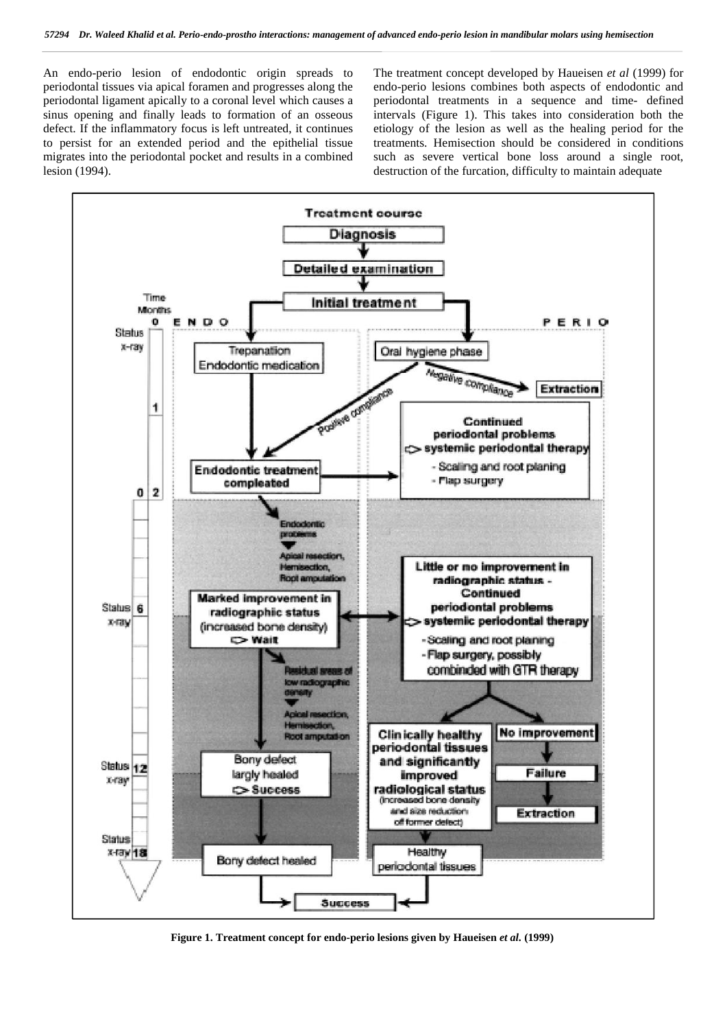An endo-perio lesion of endodontic origin spreads to periodontal tissues via apical foramen and progresses along the periodontal ligament apically to a coronal level which causes a sinus opening and finally leads to formation of an osseous defect. If the inflammatory focus is left untreated, it continues to persist for an extended period and the epithelial tissue migrates into the periodontal pocket and results in a combined lesion (1994).

The treatment concept developed by Haueisen *et al* (1999) for endo-perio lesions combines both aspects of endodontic and periodontal treatments in a sequence and time- defined intervals (Figure 1). This takes into consideration both the etiology of the lesion as well as the healing period for the treatments. Hemisection should be considered in conditions such as severe vertical bone loss around a single root, destruction of the furcation, difficulty to maintain adequate

**Figure 1. Treatment concept for endo-perio lesions given by Haueisen *et al.* (1999)**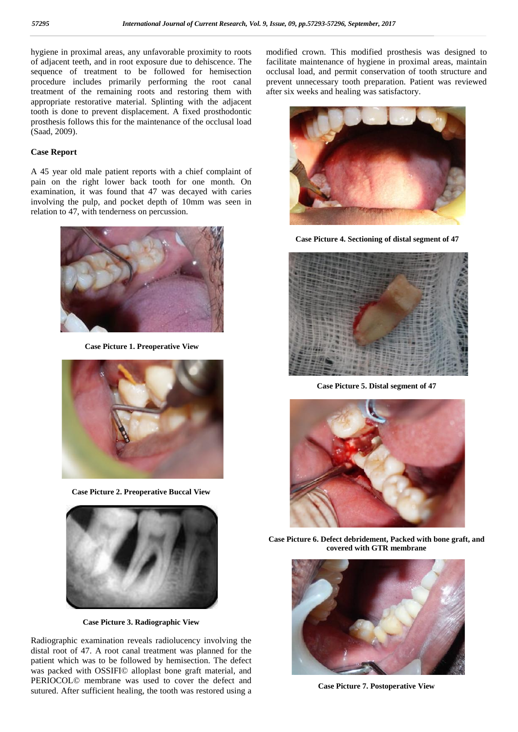hygiene in proximal areas, any unfavorable proximity to roots of adjacent teeth, and in root exposure due to dehiscence. The sequence of treatment to be followed for hemisection procedure includes primarily performing the root canal treatment of the remaining roots and restoring them with appropriate restorative material. Splinting with the adjacent tooth is done to prevent displacement. A fixed prosthodontic prosthesis follows this for the maintenance of the occlusal load (Saad, 2009).

## Case Report

A 45 year old male patient reports with a chief complaint of pain on the right lower back tooth for one month. On examination, it was found that 47 was decayed with caries involving the pulp, and pocket depth of 10mm was seen in relation to 47, with tenderness on percussion.

**Case Picture 1. Preoperative View**

**Case Picture 2. Preoperative Buccal View**

**Case Picture 3. Radiographic View**

Radiographic examination reveals radiolucency involving the distal root of 47. A root canal treatment was planned for the patient which was to be followed by hemisection. The defect was packed with OSSIFI© alloplast bone graft material, and PERIOCOL© membrane was used to cover the defect and sutured. After sufficient healing, the tooth was restored using a modified crown. This modified prosthesis was designed to facilitate maintenance of hygiene in proximal areas, maintain occlusal load, and permit conservation of tooth structure and prevent unnecessary tooth preparation. Patient was reviewed after six weeks and healing was satisfactory.

**Case Picture 4. Sectioning of distal segment of 47**

**Case Picture 5. Distal segment of 47**

**Case Picture 6. Defect debridement, Packed with bone graft, and covered with GTR membrane**

**Case Picture 7. Postoperative View**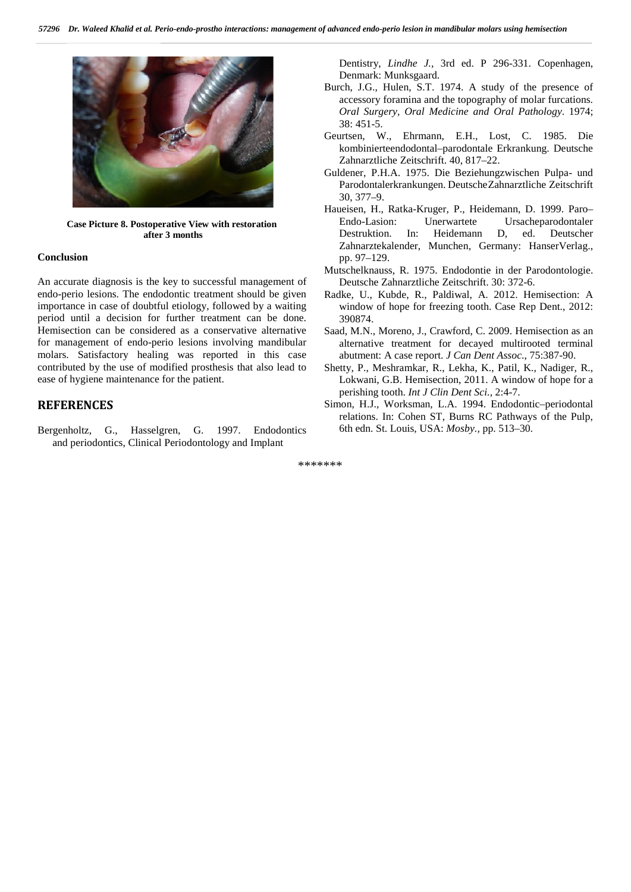Case Picture 8. Postoperative View with restoration after 3 months

**Conclusion**

An accurate diagnosis is the key to successful management of endo-perio lesions. The endodontic treatment should be given importance in case of doubtful etiology, followed by a waiting period until a decision for further treatment can be done. Hemisection can be considered as a conservative alternative for management of endo-perio lesions involving mandibular molars. Satisfactory healing was reported in this case contributed by the use of modified prosthesis that also lead to ease of hygiene maintenance for the patient.

## REFERENCES

Bergenholtz, G., Hasselgren, G. 1997. Endodontics and periodontics, Clinical Periodontology and Implant Dentistry, *Lindhe J.*, 3rd ed. P 296-331. Copenhagen, Denmark: Munksgaard.

Burch, J.G., Hulen, S.T. 1974. A study of the presence of accessory foramina and the topography of molar furcations. *Oral Surgery, Oral Medicine and Oral Pathology*. 1974; 38: 451-5.

Geurtsen, W., Ehrmann, E.H., Lost, C. 1985. Die kombinierteendodontal–parodontale Erkrankung. Deutsche Zahnarztliche Zeitschrift. 40, 817–22.

Guldener, P.H.A. 1975. Die Beziehungzwischen Pulpa- und Parodontalerkrankungen. DeutscheZahnarztliche Zeitschrift 30, 377–9.

Haueisen, H., Ratka-Kruger, P., Heidemann, D. 1999. Paro–Endo-Lasion: Unerwartete Ursacheparodontaler Destruktion. In: Heidemann D, ed. Deutscher Zahnarztekalender, Munchen, Germany: HanserVerlag., pp. 97–129.

Mutschelknauss, R. 1975. Endodontie in der Parodontologie. Deutsche Zahnarztliche Zeitschrift. 30: 372-6.

Radke, U., Kubde, R., Paldiwal, A. 2012. Hemisection: A window of hope for freezing tooth. Case Rep Dent., 2012: 390874.

Saad, M.N., Moreno, J., Crawford, C. 2009. Hemisection as an alternative treatment for decayed multirooted terminal abutment: A case report. *J Can Dent Assoc.*, 75:387-90.

Shetty, P., Meshramkar, R., Lekha, K., Patil, K., Nadiger, R., Lokwani, G.B. Hemisection, 2011. A window of hope for a perishing tooth. *Int J Clin Dent Sci.*, 2:4-7.

Simon, H.J., Worksman, L.A. 1994. Endodontic–periodontal relations. In: Cohen ST, Burns RC Pathways of the Pulp, 6th edn. St. Louis, USA: *Mosby.*, pp. 513–30.

*******